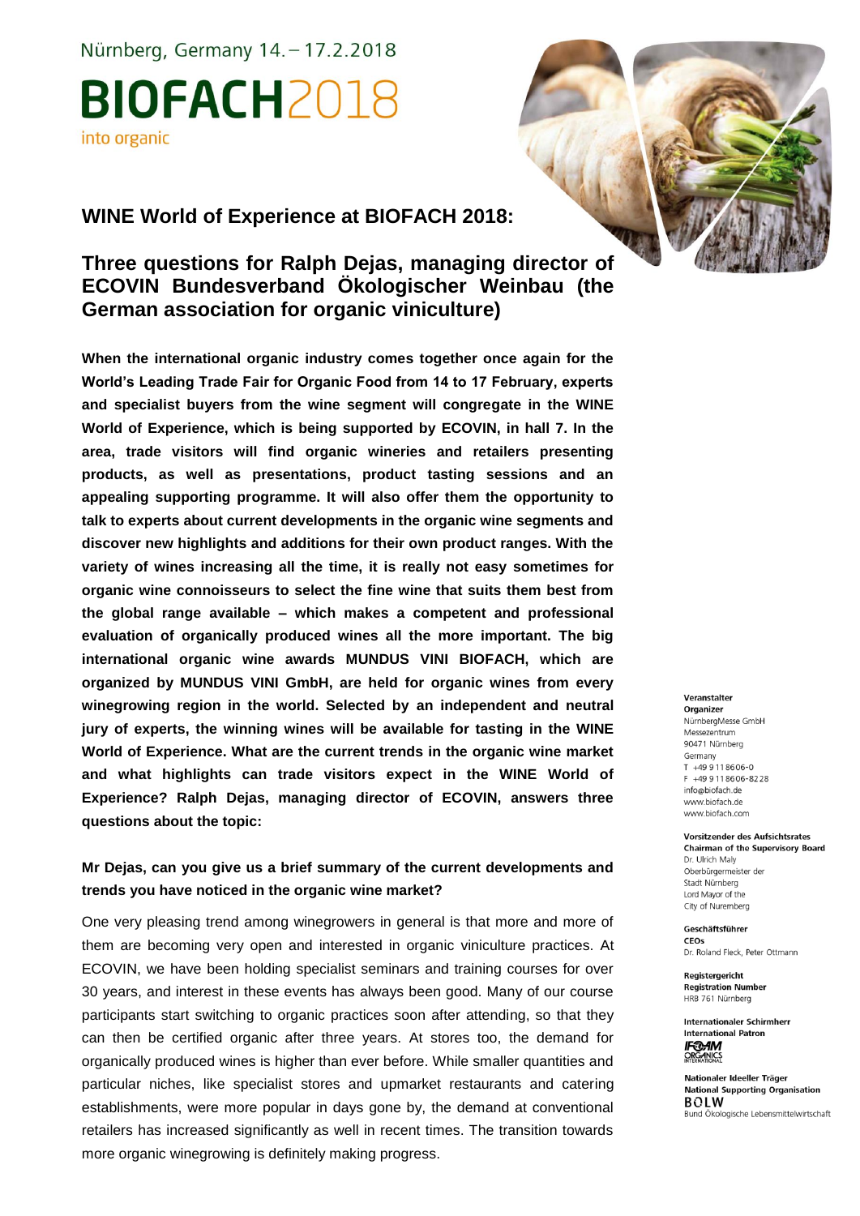Nürnberg, Germany 14. – 17.2.2018

**BIOFACH2018**
into organic

## WINE World of Experience at BIOFACH 2018:

## Three questions for Ralph Dejas, managing director of ECOVIN Bundesverband Ökologischer Weinbau (the German association for organic viniculture)

**When the international organic industry comes together once again for the World's Leading Trade Fair for Organic Food from 14 to 17 February, experts and specialist buyers from the wine segment will congregate in the WINE World of Experience, which is being supported by ECOVIN, in hall 7. In the area, trade visitors will find organic wineries and retailers presenting products, as well as presentations, product tasting sessions and an appealing supporting programme. It will also offer them the opportunity to talk to experts about current developments in the organic wine segments and discover new highlights and additions for their own product ranges. With the variety of wines increasing all the time, it is really not easy sometimes for organic wine connoisseurs to select the fine wine that suits them best from the global range available – which makes a competent and professional evaluation of organically produced wines all the more important. The big international organic wine awards MUNDUS VINI BIOFACH, which are organized by MUNDUS VINI GmbH, are held for organic wines from every winegrowing region in the world. Selected by an independent and neutral jury of experts, the winning wines will be available for tasting in the WINE World of Experience. What are the current trends in the organic wine market and what highlights can trade visitors expect in the WINE World of Experience? Ralph Dejas, managing director of ECOVIN, answers three questions about the topic:**

**Mr Dejas, can you give us a brief summary of the current developments and trends you have noticed in the organic wine market?**

One very pleasing trend among winegrowers in general is that more and more of them are becoming very open and interested in organic viniculture practices. At ECOVIN, we have been holding specialist seminars and training courses for over 30 years, and interest in these events has always been good. Many of our course participants start switching to organic practices soon after attending, so that they can then be certified organic after three years. At stores too, the demand for organically produced wines is higher than ever before. While smaller quantities and particular niches, like specialist stores and upmarket restaurants and catering establishments, were more popular in days gone by, the demand at conventional retailers has increased significantly as well in recent times. The transition towards more organic winegrowing is definitely making progress.

**Veranstalter**
**Organizer**
NürnbergMesse GmbH
Messezentrum
90471 Nürnberg
Germany
T +49 9 11 86 06-0
F +49 9 11 86 06-82 28
info@biofach.de
www.biofach.de
www.biofach.com

**Vorsitzender des Aufsichtsrates**
**Chairman of the Supervisory Board**
Dr. Ulrich Maly
Oberbürgermeister der Stadt Nürnberg
Lord Mayor of the City of Nuremberg

**Geschäftsführer**
**CEOs**
Dr. Roland Fleck, Peter Ottmann

**Registergericht**
**Registration Number**
HRB 761 Nürnberg

**Internationaler Schirmherr**
**International Patron**
IFOAM ORGANICS INTERNATIONAL

**Nationaler Ideeller Träger**
**National Supporting Organisation**
BÖLW
Bund Ökologische Lebensmittelwirtschaft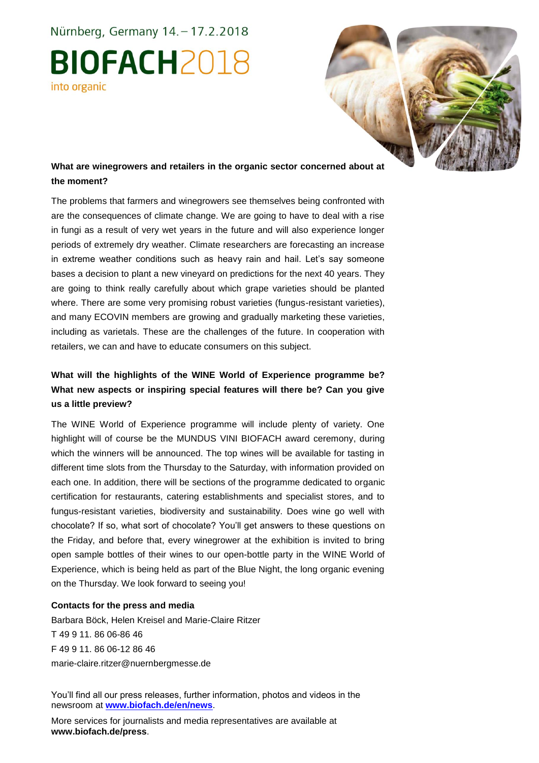Nürnberg, Germany 14. – 17.2.2018

**BIOFACH**2018

into organic

**What are winegrowers and retailers in the organic sector concerned about at the moment?**

The problems that farmers and winegrowers see themselves being confronted with are the consequences of climate change. We are going to have to deal with a rise in fungi as a result of very wet years in the future and will also experience longer periods of extremely dry weather. Climate researchers are forecasting an increase in extreme weather conditions such as heavy rain and hail. Let's say someone bases a decision to plant a new vineyard on predictions for the next 40 years. They are going to think really carefully about which grape varieties should be planted where. There are some very promising robust varieties (fungus-resistant varieties), and many ECOVIN members are growing and gradually marketing these varieties, including as varietals. These are the challenges of the future. In cooperation with retailers, we can and have to educate consumers on this subject.

**What will the highlights of the WINE World of Experience programme be? What new aspects or inspiring special features will there be? Can you give us a little preview?**

The WINE World of Experience programme will include plenty of variety. One highlight will of course be the MUNDUS VINI BIOFACH award ceremony, during which the winners will be announced. The top wines will be available for tasting in different time slots from the Thursday to the Saturday, with information provided on each one. In addition, there will be sections of the programme dedicated to organic certification for restaurants, catering establishments and specialist stores, and to fungus-resistant varieties, biodiversity and sustainability. Does wine go well with chocolate? If so, what sort of chocolate? You'll get answers to these questions on the Friday, and before that, every winegrower at the exhibition is invited to bring open sample bottles of their wines to our open-bottle party in the WINE World of Experience, which is being held as part of the Blue Night, the long organic evening on the Thursday. We look forward to seeing you!

**Contacts for the press and media**

Barbara Böck, Helen Kreisel and Marie-Claire Ritzer
T 49 9 11. 86 06-86 46
F 49 9 11. 86 06-12 86 46
marie-claire.ritzer@nuernbergmesse.de

You'll find all our press releases, further information, photos and videos in the newsroom at **www.biofach.de/en/news**.

More services for journalists and media representatives are available at **www.biofach.de/press**.